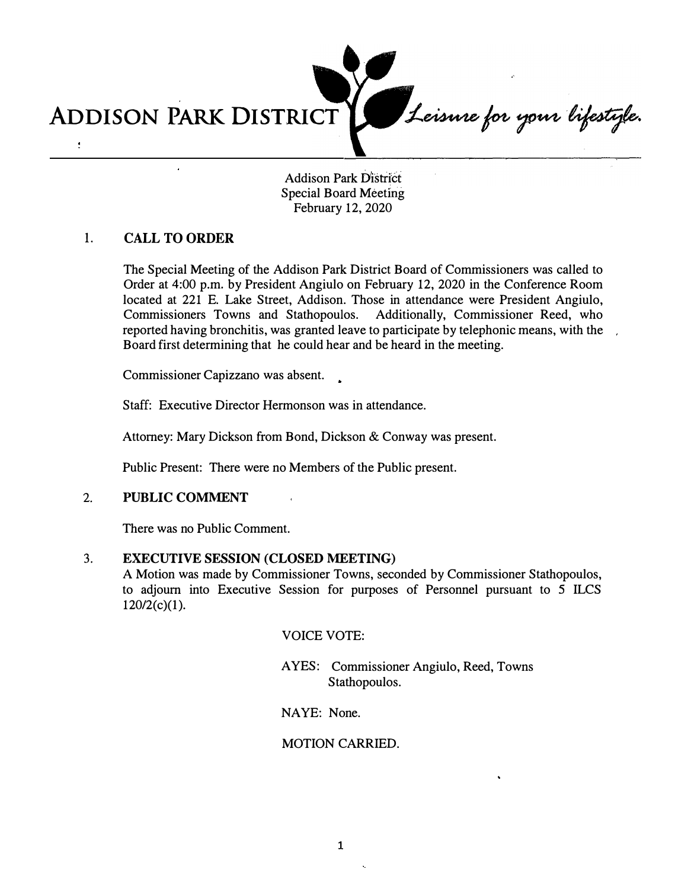ADDISON PARK DISTRICT *Leisure for your lifestyle.*

Addison Park District
Special Board Meeting
February 12, 2020

## 1. CALL TO ORDER

The Special Meeting of the Addison Park District Board of Commissioners was called to Order at 4:00 p.m. by President Angiulo on February 12, 2020 in the Conference Room located at 221 E. Lake Street, Addison. Those in attendance were President Angiulo, Commissioners Towns and Stathopoulos. Additionally, Commissioner Reed, who reported having bronchitis, was granted leave to participate by telephonic means, with the Board first determining that he could hear and be heard in the meeting.

Commissioner Capizzano was absent.

Staff: Executive Director Hermonson was in attendance.

Attorney: Mary Dickson from Bond, Dickson & Conway was present.

Public Present: There were no Members of the Public present.

## 2. PUBLIC COMMENT

There was no Public Comment.

## 3. EXECUTIVE SESSION (CLOSED MEETING)

A Motion was made by Commissioner Towns, seconded by Commissioner Stathopoulos, to adjourn into Executive Session for purposes of Personnel pursuant to 5 ILCS 120/2(c)(1).

VOICE VOTE:

AYES: Commissioner Angiulo, Reed, Towns Stathopoulos.

NAYE: None.

MOTION CARRIED.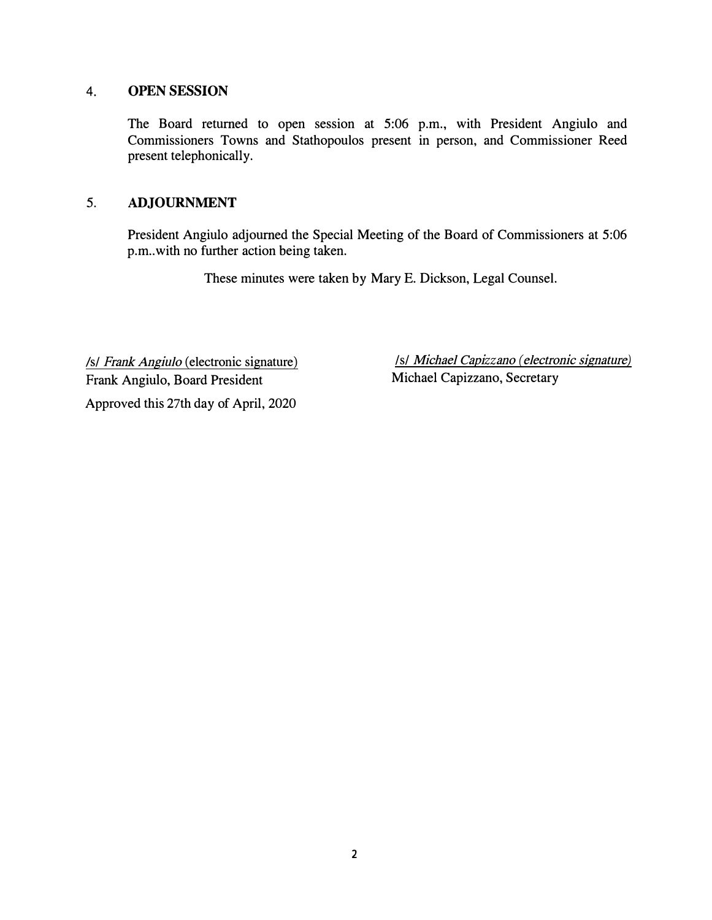## 4. OPEN SESSION

The Board returned to open session at 5:06 p.m., with President Angiulo and Commissioners Towns and Stathopoulos present in person, and Commissioner Reed present telephonically.

## 5. ADJOURNMENT

President Angiulo adjourned the Special Meeting of the Board of Commissioners at 5:06 p.m..with no further action being taken.

These minutes were taken by Mary E. Dickson, Legal Counsel.

/s/ *Frank Angiulo* (electronic signature)
Frank Angiulo, Board President
Approved this 27th day of April, 2020

/s/ *Michael Capizzano (electronic signature)*
Michael Capizzano, Secretary